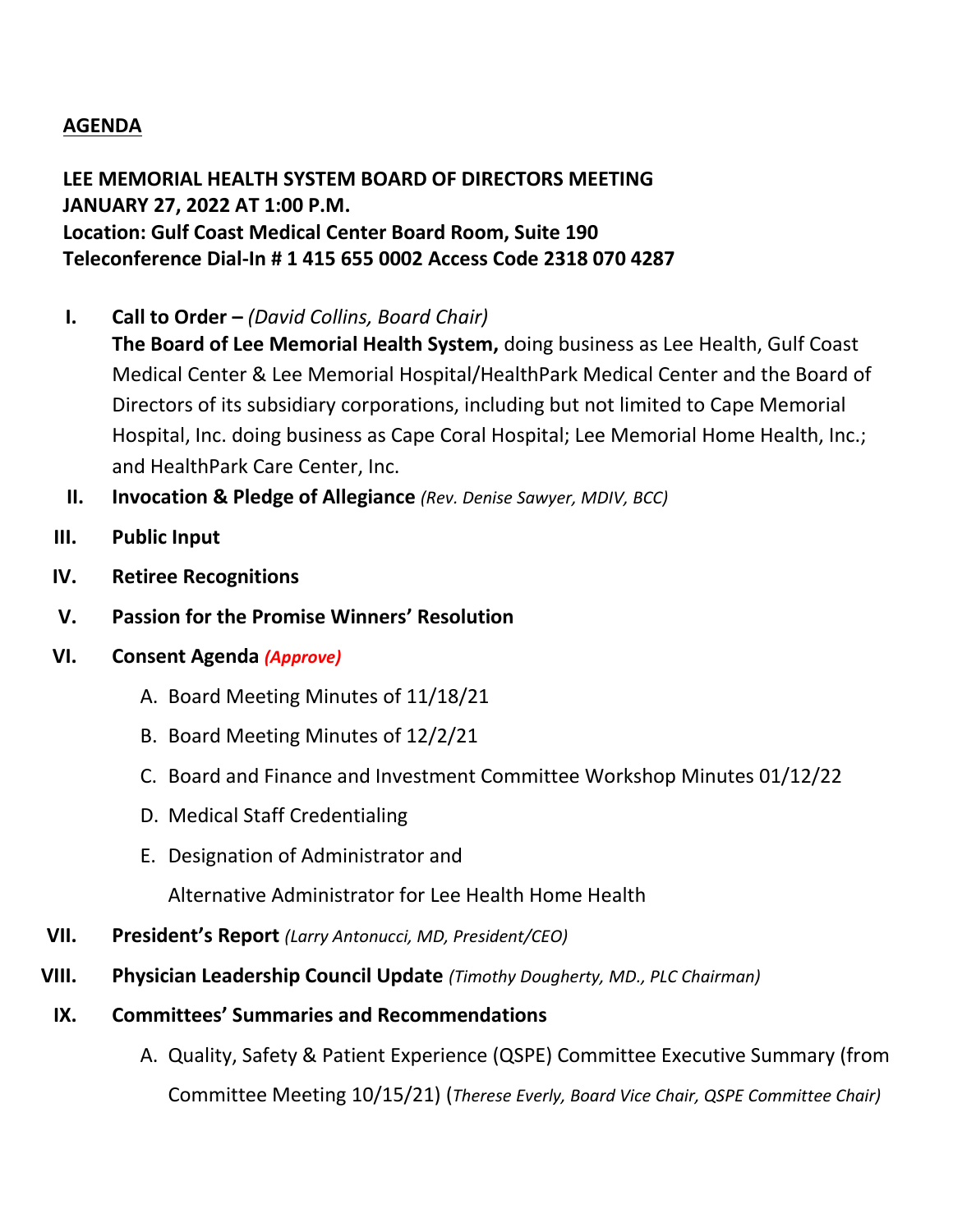**AGENDA**

**LEE MEMORIAL HEALTH SYSTEM BOARD OF DIRECTORS MEETING**
**JANUARY 27, 2022 AT 1:00 P.M.**
**Location: Gulf Coast Medical Center Board Room, Suite 190**
**Teleconference Dial-In # 1 415 655 0002 Access Code 2318 070 4287**

I. **Call to Order –** *(David Collins, Board Chair)*
**The Board of Lee Memorial Health System,** doing business as Lee Health, Gulf Coast Medical Center & Lee Memorial Hospital/HealthPark Medical Center and the Board of Directors of its subsidiary corporations, including but not limited to Cape Memorial Hospital, Inc. doing business as Cape Coral Hospital; Lee Memorial Home Health, Inc.; and HealthPark Care Center, Inc.

II. **Invocation & Pledge of Allegiance** *(Rev. Denise Sawyer, MDIV, BCC)*

III. **Public Input**

IV. **Retiree Recognitions**

V. **Passion for the Promise Winners' Resolution**

VI. **Consent Agenda** ***(Approve)***

   A. Board Meeting Minutes of 11/18/21

   B. Board Meeting Minutes of 12/2/21

   C. Board and Finance and Investment Committee Workshop Minutes 01/12/22

   D. Medical Staff Credentialing

   E. Designation of Administrator and Alternative Administrator for Lee Health Home Health

VII. **President's Report** *(Larry Antonucci, MD, President/CEO)*

VIII. **Physician Leadership Council Update** *(Timothy Dougherty, MD., PLC Chairman)*

IX. **Committees' Summaries and Recommendations**

   A. Quality, Safety & Patient Experience (QSPE) Committee Executive Summary (from Committee Meeting 10/15/21) (*Therese Everly, Board Vice Chair, QSPE Committee Chair)*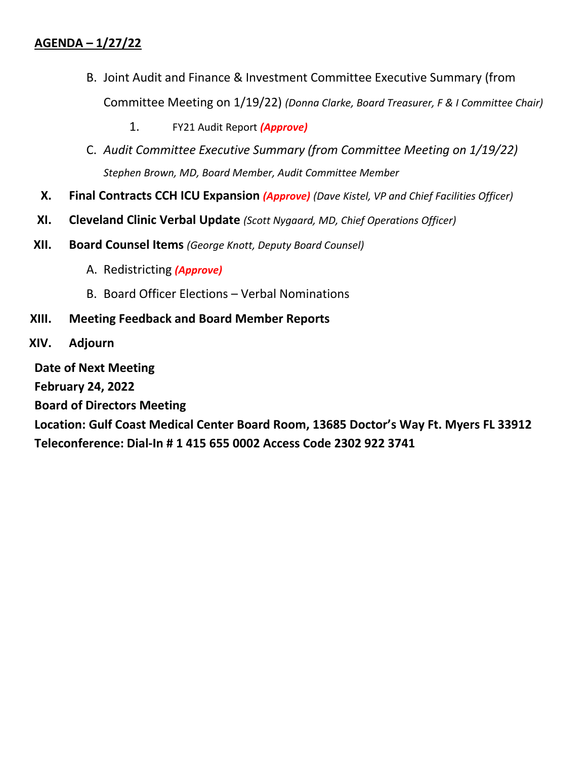**AGENDA – 1/27/22**

B. Joint Audit and Finance & Investment Committee Executive Summary (from Committee Meeting on 1/19/22) *(Donna Clarke, Board Treasurer, F & I Committee Chair)*

1. FY21 Audit Report ***(Approve)***

C. *Audit Committee Executive Summary (from Committee Meeting on 1/19/22)* *Stephen Brown, MD, Board Member, Audit Committee Member*

**X. Final Contracts CCH ICU Expansion** ***(Approve)*** *(Dave Kistel, VP and Chief Facilities Officer)*

**XI. Cleveland Clinic Verbal Update** *(Scott Nygaard, MD, Chief Operations Officer)*

**XII. Board Counsel Items** *(George Knott, Deputy Board Counsel)*

A. Redistricting ***(Approve)***

B. Board Officer Elections – Verbal Nominations

**XIII. Meeting Feedback and Board Member Reports**

**XIV. Adjourn**

**Date of Next Meeting**
**February 24, 2022**
**Board of Directors Meeting**
**Location: Gulf Coast Medical Center Board Room, 13685 Doctor's Way Ft. Myers FL 33912**
**Teleconference: Dial-In # 1 415 655 0002 Access Code 2302 922 3741**